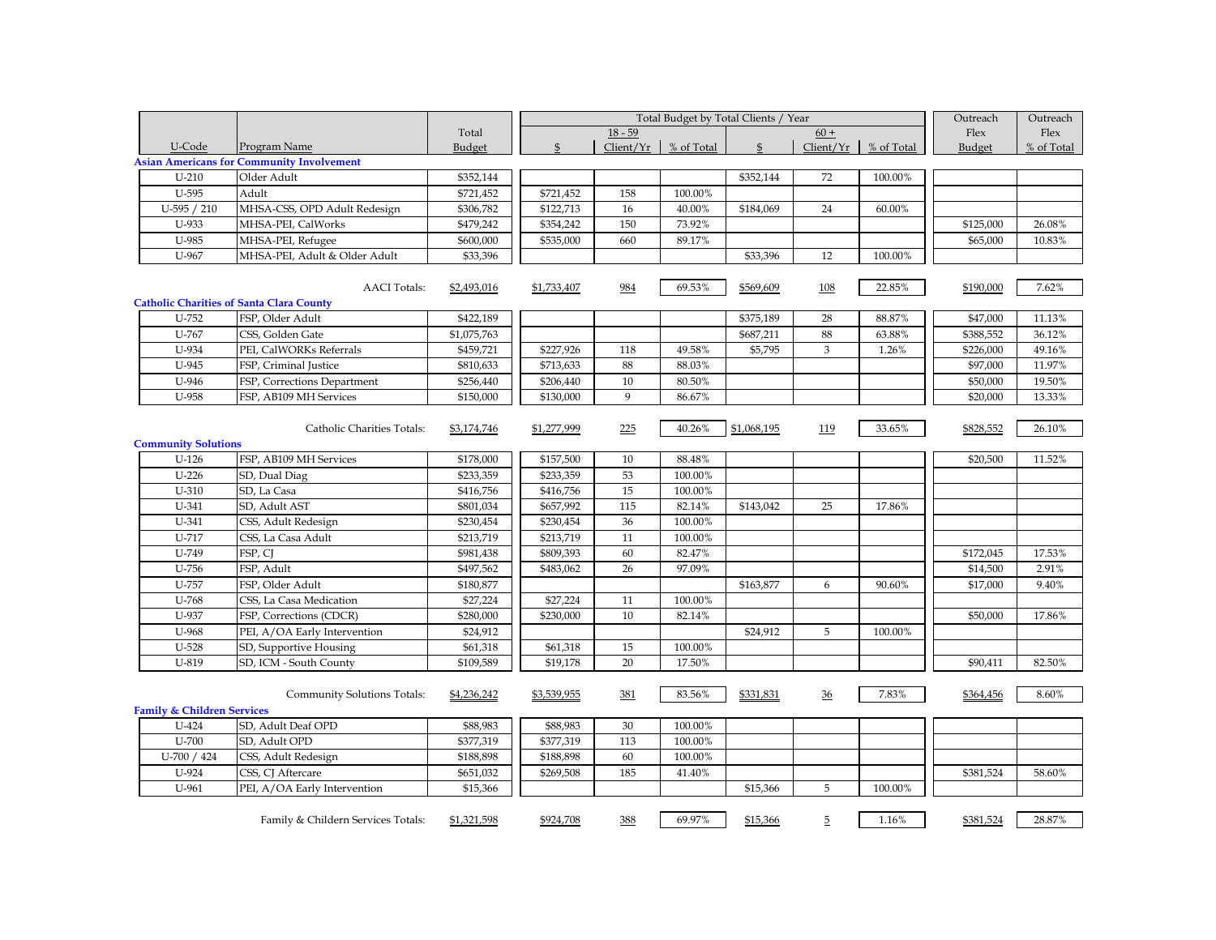| U-Code | Program Name | Total Budget | Total Budget by Total Clients / Year | | | | | | Outreach Flex Budget | Outreach Flex % of Total |
|---|---|---|---|---|---|---|---|---|---|---|
| | | | 18 - 59 | | | 60 + | | | | |
| | | | $ | Client/Yr | % of Total | $ | Client/Yr | % of Total | | |
| **Asian Americans for Community Involvement** | | | | | | | | | | |
| U-210 | Older Adult | $352,144 | | | | $352,144 | 72 | 100.00% | | |
| U-595 | Adult | $721,452 | $721,452 | 158 | 100.00% | | | | | |
| U-595 / 210 | MHSA-CSS, OPD Adult Redesign | $306,782 | $122,713 | 16 | 40.00% | $184,069 | 24 | 60.00% | | |
| U-933 | MHSA-PEI, CalWorks | $479,242 | $354,242 | 150 | 73.92% | | | | $125,000 | 26.08% |
| U-985 | MHSA-PEI, Refugee | $600,000 | $535,000 | 660 | 89.17% | | | | $65,000 | 10.83% |
| U-967 | MHSA-PEI, Adult & Older Adult | $33,396 | | | | $33,396 | 12 | 100.00% | | |
| | AACI Totals: | $2,493,016 | $1,733,407 | 984 | 69.53% | $569,609 | 108 | 22.85% | $190,000 | 7.62% |
| **Catholic Charities of Santa Clara County** | | | | | | | | | | |
| U-752 | FSP, Older Adult | $422,189 | | | | $375,189 | 28 | 88.87% | $47,000 | 11.13% |
| U-767 | CSS, Golden Gate | $1,075,763 | | | | $687,211 | 88 | 63.88% | $388,552 | 36.12% |
| U-934 | PEI, CalWORKs Referrals | $459,721 | $227,926 | 118 | 49.58% | $5,795 | 3 | 1.26% | $226,000 | 49.16% |
| U-945 | FSP, Criminal Justice | $810,633 | $713,633 | 88 | 88.03% | | | | $97,000 | 11.97% |
| U-946 | FSP, Corrections Department | $256,440 | $206,440 | 10 | 80.50% | | | | $50,000 | 19.50% |
| U-958 | FSP, AB109 MH Services | $150,000 | $130,000 | 9 | 86.67% | | | | $20,000 | 13.33% |
| | Catholic Charities Totals: | $3,174,746 | $1,277,999 | 225 | 40.26% | $1,068,195 | 119 | 33.65% | $828,552 | 26.10% |
| **Community Solutions** | | | | | | | | | | |
| U-126 | FSP, AB109 MH Services | $178,000 | $157,500 | 10 | 88.48% | | | | $20,500 | 11.52% |
| U-226 | SD, Dual Diag | $233,359 | $233,359 | 53 | 100.00% | | | | | |
| U-310 | SD, La Casa | $416,756 | $416,756 | 15 | 100.00% | | | | | |
| U-341 | SD, Adult AST | $801,034 | $657,992 | 115 | 82.14% | $143,042 | 25 | 17.86% | | |
| U-341 | CSS, Adult Redesign | $230,454 | $230,454 | 36 | 100.00% | | | | | |
| U-717 | CSS, La Casa Adult | $213,719 | $213,719 | 11 | 100.00% | | | | | |
| U-749 | FSP, CJ | $981,438 | $809,393 | 60 | 82.47% | | | | $172,045 | 17.53% |
| U-756 | FSP, Adult | $497,562 | $483,062 | 26 | 97.09% | | | | $14,500 | 2.91% |
| U-757 | FSP, Older Adult | $180,877 | | | | $163,877 | 6 | 90.60% | $17,000 | 9.40% |
| U-768 | CSS, La Casa Medication | $27,224 | $27,224 | 11 | 100.00% | | | | | |
| U-937 | FSP, Corrections (CDCR) | $280,000 | $230,000 | 10 | 82.14% | | | | $50,000 | 17.86% |
| U-968 | PEI, A/OA Early Intervention | $24,912 | | | | $24,912 | 5 | 100.00% | | |
| U-528 | SD, Supportive Housing | $61,318 | $61,318 | 15 | 100.00% | | | | | |
| U-819 | SD, ICM - South County | $109,589 | $19,178 | 20 | 17.50% | | | | $90,411 | 82.50% |
| | Community Solutions Totals: | $4,236,242 | $3,539,955 | 381 | 83.56% | $331,831 | 36 | 7.83% | $364,456 | 8.60% |
| **Family & Children Services** | | | | | | | | | | |
| U-424 | SD, Adult Deaf OPD | $88,983 | $88,983 | 30 | 100.00% | | | | | |
| U-700 | SD, Adult OPD | $377,319 | $377,319 | 113 | 100.00% | | | | | |
| U-700 / 424 | CSS, Adult Redesign | $188,898 | $188,898 | 60 | 100.00% | | | | | |
| U-924 | CSS, CJ Aftercare | $651,032 | $269,508 | 185 | 41.40% | | | | $381,524 | 58.60% |
| U-961 | PEI, A/OA Early Intervention | $15,366 | | | | $15,366 | 5 | 100.00% | | |
| | Family & Childern Services Totals: | $1,321,598 | $924,708 | 388 | 69.97% | $15,366 | 5 | 1.16% | $381,524 | 28.87% |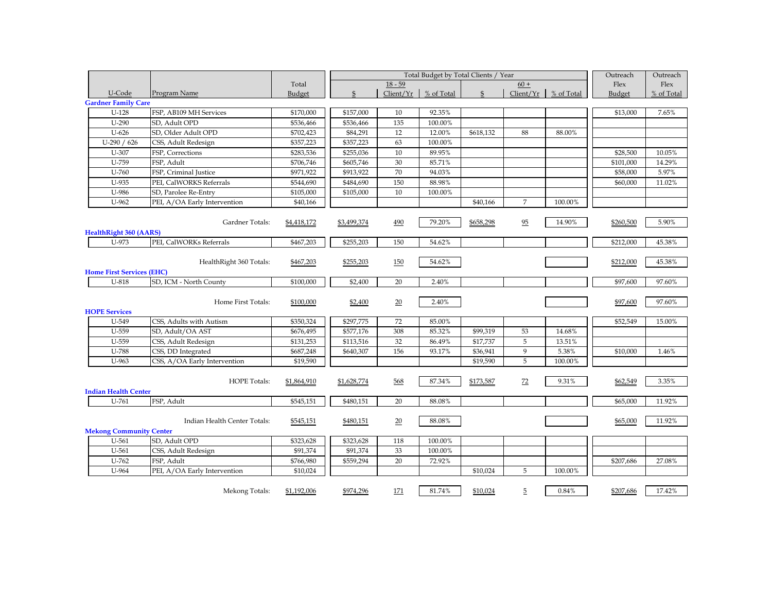| U-Code | Program Name | Total Budget | Total Budget by Total Clients / Year | | | | | | Outreach Flex Budget | Outreach Flex % of Total |
|---|---|---|---|---|---|---|---|---|---|---|
| | | | 18 - 59 | | | 60 + | | | | |
| | | | $ | Client/Yr | % of Total | $ | Client/Yr | % of Total | | |
| **Gardner Family Care** | | | | | | | | | | |
| U-128 | FSP, AB109 MH Services | $170,000 | $157,000 | 10 | 92.35% | | | | $13,000 | 7.65% |
| U-290 | SD, Adult OPD | $536,466 | $536,466 | 135 | 100.00% | | | | | |
| U-626 | SD, Older Adult OPD | $702,423 | $84,291 | 12 | 12.00% | $618,132 | 88 | 88.00% | | |
| U-290 / 626 | CSS, Adult Redesign | $357,223 | $357,223 | 63 | 100.00% | | | | | |
| U-307 | FSP, Corrections | $283,536 | $255,036 | 10 | 89.95% | | | | $28,500 | 10.05% |
| U-759 | FSP, Adult | $706,746 | $605,746 | 30 | 85.71% | | | | $101,000 | 14.29% |
| U-760 | FSP, Criminal Justice | $971,922 | $913,922 | 70 | 94.03% | | | | $58,000 | 5.97% |
| U-935 | PEI, CalWORKS Referrals | $544,690 | $484,690 | 150 | 88.98% | | | | $60,000 | 11.02% |
| U-986 | SD, Parolee Re-Entry | $105,000 | $105,000 | 10 | 100.00% | | | | | |
| U-962 | PEI, A/OA Early Intervention | $40,166 | | | | $40,166 | 7 | 100.00% | | |
| | Gardner Totals: | $4,418,172 | $3,499,374 | 490 | 79.20% | $658,298 | 95 | 14.90% | $260,500 | 5.90% |
| **HealthRight 360 (AARS)** | | | | | | | | | | |
| U-973 | PEI, CalWORKs Referrals | $467,203 | $255,203 | 150 | 54.62% | | | | $212,000 | 45.38% |
| | HealthRight 360 Totals: | $467,203 | $255,203 | 150 | 54.62% | | | | $212,000 | 45.38% |
| **Home First Services (EHC)** | | | | | | | | | | |
| U-818 | SD, ICM - North County | $100,000 | $2,400 | 20 | 2.40% | | | | $97,600 | 97.60% |
| | Home First Totals: | $100,000 | $2,400 | 20 | 2.40% | | | | $97,600 | 97.60% |
| **HOPE Services** | | | | | | | | | | |
| U-549 | CSS, Adults with Autism | $350,324 | $297,775 | 72 | 85.00% | | | | $52,549 | 15.00% |
| U-559 | SD, Adult/OA AST | $676,495 | $577,176 | 308 | 85.32% | $99,319 | 53 | 14.68% | | |
| U-559 | CSS, Adult Redesign | $131,253 | $113,516 | 32 | 86.49% | $17,737 | 5 | 13.51% | | |
| U-788 | CSS, DD Integrated | $687,248 | $640,307 | 156 | 93.17% | $36,941 | 9 | 5.38% | $10,000 | 1.46% |
| U-963 | CSS, A/OA Early Intervention | $19,590 | | | | $19,590 | 5 | 100.00% | | |
| | HOPE Totals: | $1,864,910 | $1,628,774 | 568 | 87.34% | $173,587 | 72 | 9.31% | $62,549 | 3.35% |
| **Indian Health Center** | | | | | | | | | | |
| U-761 | FSP, Adult | $545,151 | $480,151 | 20 | 88.08% | | | | $65,000 | 11.92% |
| | Indian Health Center Totals: | $545,151 | $480,151 | 20 | 88.08% | | | | $65,000 | 11.92% |
| **Mekong Community Center** | | | | | | | | | | |
| U-561 | SD, Adult OPD | $323,628 | $323,628 | 118 | 100.00% | | | | | |
| U-561 | CSS, Adult Redesign | $91,374 | $91,374 | 33 | 100.00% | | | | | |
| U-762 | FSP, Adult | $766,980 | $559,294 | 20 | 72.92% | | | | $207,686 | 27.08% |
| U-964 | PEI, A/OA Early Intervention | $10,024 | | | | $10,024 | 5 | 100.00% | | |
| | Mekong Totals: | $1,192,006 | $974,296 | 171 | 81.74% | $10,024 | 5 | 0.84% | $207,686 | 17.42% |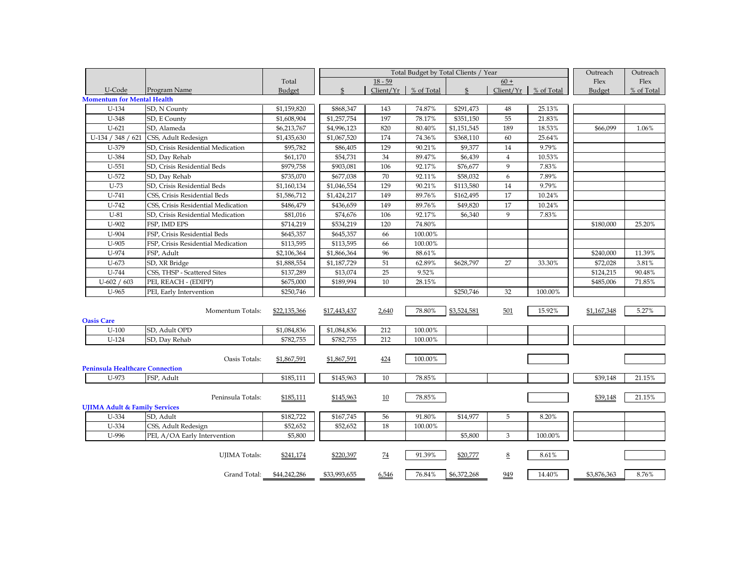| U-Code | Program Name | Total Budget | Total Budget by Total Clients / Year | | | | | | Outreach Flex Budget | Outreach Flex % of Total |
|---|---|---|---|---|---|---|---|---|---|---|
| | | | 18 - 59 | | | 60 + | | | | |
| | | | $ | Client/Yr | % of Total | $ | Client/Yr | % of Total | | |
| **Momentum for Mental Health** | | | | | | | | | | |
| U-134 | SD, N County | $1,159,820 | $868,347 | 143 | 74.87% | $291,473 | 48 | 25.13% | | |
| U-348 | SD, E County | $1,608,904 | $1,257,754 | 197 | 78.17% | $351,150 | 55 | 21.83% | | |
| U-621 | SD, Alameda | $6,213,767 | $4,996,123 | 820 | 80.40% | $1,151,545 | 189 | 18.53% | $66,099 | 1.06% |
| U-134 / 348 / 621 | CSS, Adult Redesign | $1,435,630 | $1,067,520 | 174 | 74.36% | $368,110 | 60 | 25.64% | | |
| U-379 | SD, Crisis Residential Medication | $95,782 | $86,405 | 129 | 90.21% | $9,377 | 14 | 9.79% | | |
| U-384 | SD, Day Rehab | $61,170 | $54,731 | 34 | 89.47% | $6,439 | 4 | 10.53% | | |
| U-551 | SD, Crisis Residential Beds | $979,758 | $903,081 | 106 | 92.17% | $76,677 | 9 | 7.83% | | |
| U-572 | SD, Day Rehab | $735,070 | $677,038 | 70 | 92.11% | $58,032 | 6 | 7.89% | | |
| U-73 | SD, Crisis Residential Beds | $1,160,134 | $1,046,554 | 129 | 90.21% | $113,580 | 14 | 9.79% | | |
| U-741 | CSS, Crisis Residential Beds | $1,586,712 | $1,424,217 | 149 | 89.76% | $162,495 | 17 | 10.24% | | |
| U-742 | CSS, Crisis Residential Medication | $486,479 | $436,659 | 149 | 89.76% | $49,820 | 17 | 10.24% | | |
| U-81 | SD, Crisis Residential Medication | $81,016 | $74,676 | 106 | 92.17% | $6,340 | 9 | 7.83% | | |
| U-902 | FSP, IMD EPS | $714,219 | $534,219 | 120 | 74.80% | | | | $180,000 | 25.20% |
| U-904 | FSP, Crisis Residential Beds | $645,357 | $645,357 | 66 | 100.00% | | | | | |
| U-905 | FSP, Crisis Residential Medication | $113,595 | $113,595 | 66 | 100.00% | | | | | |
| U-974 | FSP, Adult | $2,106,364 | $1,866,364 | 96 | 88.61% | | | | $240,000 | 11.39% |
| U-673 | SD, XR Bridge | $1,888,554 | $1,187,729 | 51 | 62.89% | $628,797 | 27 | 33.30% | $72,028 | 3.81% |
| U-744 | CSS, THSP - Scattered Sites | $137,289 | $13,074 | 25 | 9.52% | | | | $124,215 | 90.48% |
| U-602 / 603 | PEI, REACH - (EDIPP) | $675,000 | $189,994 | 10 | 28.15% | | | | $485,006 | 71.85% |
| U-965 | PEI, Early Intervention | $250,746 | | | | $250,746 | 32 | 100.00% | | |
| | Momentum Totals: | $22,135,366 | $17,443,437 | 2,640 | 78.80% | $3,524,581 | 501 | 15.92% | $1,167,348 | 5.27% |
| **Oasis Care** | | | | | | | | | | |
| U-100 | SD, Adult OPD | $1,084,836 | $1,084,836 | 212 | 100.00% | | | | | |
| U-124 | SD, Day Rehab | $782,755 | $782,755 | 212 | 100.00% | | | | | |
| | Oasis Totals: | $1,867,591 | $1,867,591 | 424 | 100.00% | | | | | |
| **Peninsula Healthcare Connection** | | | | | | | | | | |
| U-973 | FSP, Adult | $185,111 | $145,963 | 10 | 78.85% | | | | $39,148 | 21.15% |
| | Peninsula Totals: | $185,111 | $145,963 | 10 | 78.85% | | | | $39,148 | 21.15% |
| **UJIMA Adult & Family Services** | | | | | | | | | | |
| U-334 | SD, Adult | $182,722 | $167,745 | 56 | 91.80% | $14,977 | 5 | 8.20% | | |
| U-334 | CSS, Adult Redesign | $52,652 | $52,652 | 18 | 100.00% | | | | | |
| U-996 | PEI, A/OA Early Intervention | $5,800 | | | | $5,800 | 3 | 100.00% | | |
| | UJIMA Totals: | $241,174 | $220,397 | 74 | 91.39% | $20,777 | 8 | 8.61% | | |
| | Grand Total: | $44,242,286 | $33,993,655 | 6,546 | 76.84% | $6,372,268 | 949 | 14.40% | $3,876,363 | 8.76% |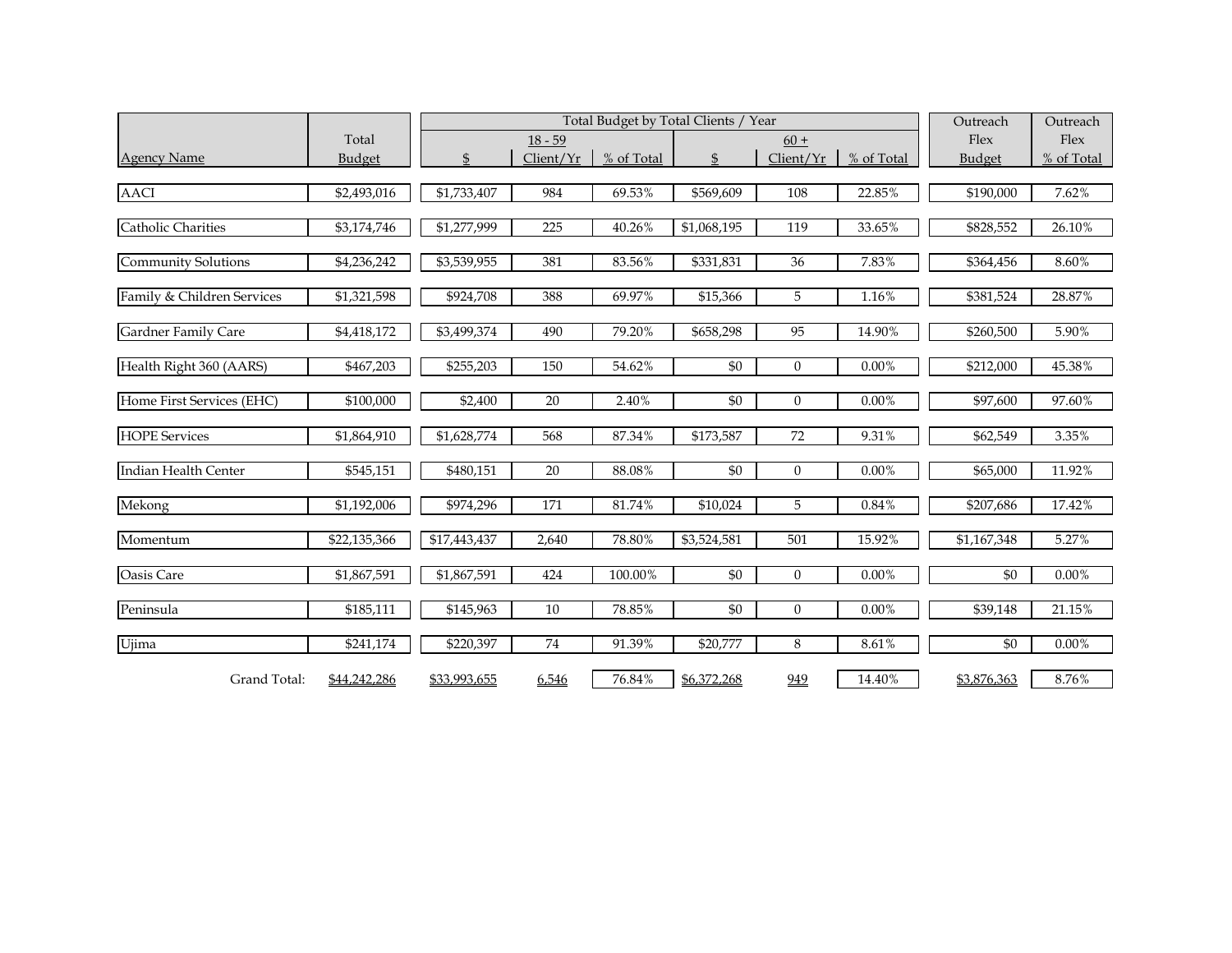| Agency Name | Total Budget | Total Budget by Total Clients / Year | | | | | | Outreach Flex Budget | Outreach Flex % of Total |
|---|---|---|---|---|---|---|---|---|---|
| | | 18 - 59 | | | 60 + | | | | |
| | | $ | Client/Yr | % of Total | $ | Client/Yr | % of Total | | |
| AACI | $2,493,016 | $1,733,407 | 984 | 69.53% | $569,609 | 108 | 22.85% | $190,000 | 7.62% |
| Catholic Charities | $3,174,746 | $1,277,999 | 225 | 40.26% | $1,068,195 | 119 | 33.65% | $828,552 | 26.10% |
| Community Solutions | $4,236,242 | $3,539,955 | 381 | 83.56% | $331,831 | 36 | 7.83% | $364,456 | 8.60% |
| Family & Children Services | $1,321,598 | $924,708 | 388 | 69.97% | $15,366 | 5 | 1.16% | $381,524 | 28.87% |
| Gardner Family Care | $4,418,172 | $3,499,374 | 490 | 79.20% | $658,298 | 95 | 14.90% | $260,500 | 5.90% |
| Health Right 360 (AARS) | $467,203 | $255,203 | 150 | 54.62% | $0 | 0 | 0.00% | $212,000 | 45.38% |
| Home First Services (EHC) | $100,000 | $2,400 | 20 | 2.40% | $0 | 0 | 0.00% | $97,600 | 97.60% |
| HOPE Services | $1,864,910 | $1,628,774 | 568 | 87.34% | $173,587 | 72 | 9.31% | $62,549 | 3.35% |
| Indian Health Center | $545,151 | $480,151 | 20 | 88.08% | $0 | 0 | 0.00% | $65,000 | 11.92% |
| Mekong | $1,192,006 | $974,296 | 171 | 81.74% | $10,024 | 5 | 0.84% | $207,686 | 17.42% |
| Momentum | $22,135,366 | $17,443,437 | 2,640 | 78.80% | $3,524,581 | 501 | 15.92% | $1,167,348 | 5.27% |
| Oasis Care | $1,867,591 | $1,867,591 | 424 | 100.00% | $0 | 0 | 0.00% | $0 | 0.00% |
| Peninsula | $185,111 | $145,963 | 10 | 78.85% | $0 | 0 | 0.00% | $39,148 | 21.15% |
| Ujima | $241,174 | $220,397 | 74 | 91.39% | $20,777 | 8 | 8.61% | $0 | 0.00% |
| Grand Total: | $44,242,286 | $33,993,655 | 6,546 | 76.84% | $6,372,268 | 949 | 14.40% | $3,876,363 | 8.76% |